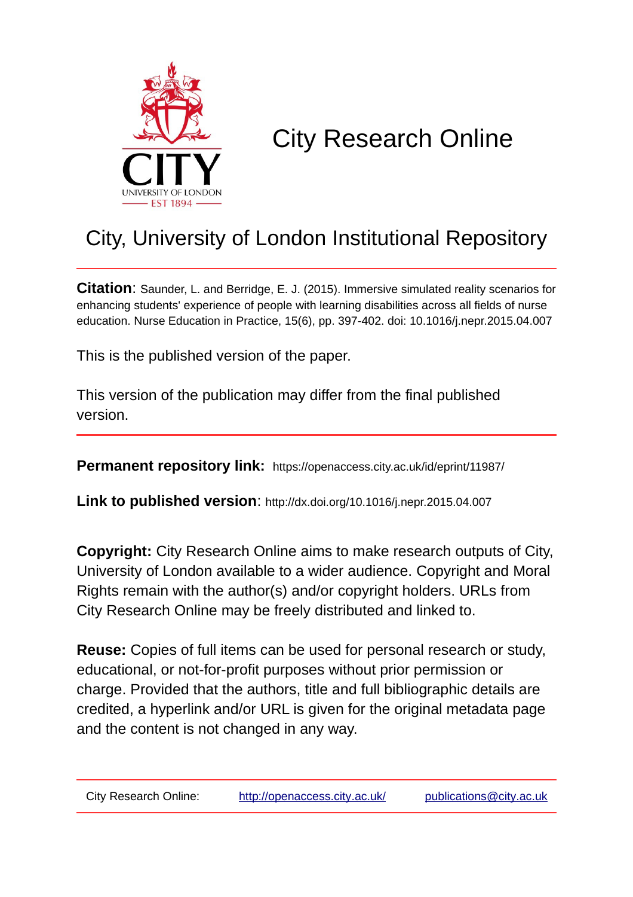# City Research Online

## City, University of London Institutional Repository

**Citation**: Saunder, L. and Berridge, E. J. (2015). Immersive simulated reality scenarios for enhancing students' experience of people with learning disabilities across all fields of nurse education. Nurse Education in Practice, 15(6), pp. 397-402. doi: 10.1016/j.nepr.2015.04.007

This is the published version of the paper.

This version of the publication may differ from the final published version.

**Permanent repository link:** https://openaccess.city.ac.uk/id/eprint/11987/

**Link to published version**: http://dx.doi.org/10.1016/j.nepr.2015.04.007

**Copyright:** City Research Online aims to make research outputs of City, University of London available to a wider audience. Copyright and Moral Rights remain with the author(s) and/or copyright holders. URLs from City Research Online may be freely distributed and linked to.

**Reuse:** Copies of full items can be used for personal research or study, educational, or not-for-profit purposes without prior permission or charge. Provided that the authors, title and full bibliographic details are credited, a hyperlink and/or URL is given for the original metadata page and the content is not changed in any way.

City Research Online: http://openaccess.city.ac.uk/ publications@city.ac.uk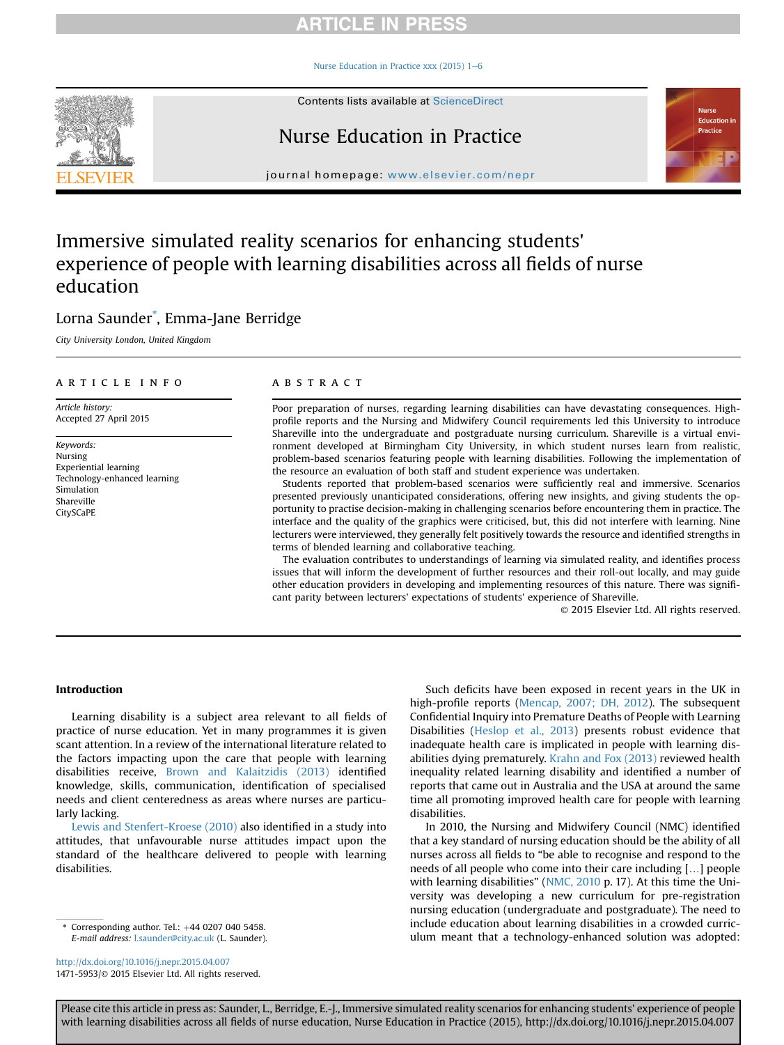# Immersive simulated reality scenarios for enhancing students' experience of people with learning disabilities across all fields of nurse education

Lorna Saunder*, Emma-Jane Berridge

*City University London, United Kingdom*

## ARTICLE INFO

*Article history:*
Accepted 27 April 2015

*Keywords:*
Nursing
Experiential learning
Technology-enhanced learning
Simulation
Shareville
CitySCaPE

## ABSTRACT

Poor preparation of nurses, regarding learning disabilities can have devastating consequences. High-profile reports and the Nursing and Midwifery Council requirements led this University to introduce Shareville into the undergraduate and postgraduate nursing curriculum. Shareville is a virtual environment developed at Birmingham City University, in which student nurses learn from realistic, problem-based scenarios featuring people with learning disabilities. Following the implementation of the resource an evaluation of both staff and student experience was undertaken.

Students reported that problem-based scenarios were sufficiently real and immersive. Scenarios presented previously unanticipated considerations, offering new insights, and giving students the opportunity to practise decision-making in challenging scenarios before encountering them in practice. The interface and the quality of the graphics were criticised, but, this did not interfere with learning. Nine lecturers were interviewed, they generally felt positively towards the resource and identified strengths in terms of blended learning and collaborative teaching.

The evaluation contributes to understandings of learning via simulated reality, and identifies process issues that will inform the development of further resources and their roll-out locally, and may guide other education providers in developing and implementing resources of this nature. There was significant parity between lecturers' expectations of students' experience of Shareville.

© 2015 Elsevier Ltd. All rights reserved.

## Introduction

Learning disability is a subject area relevant to all fields of practice of nurse education. Yet in many programmes it is given scant attention. In a review of the international literature related to the factors impacting upon the care that people with learning disabilities receive, Brown and Kalaitzidis (2013) identified knowledge, skills, communication, identification of specialised needs and client centeredness as areas where nurses are particularly lacking.

Lewis and Stenfert-Kroese (2010) also identified in a study into attitudes, that unfavourable nurse attitudes impact upon the standard of the healthcare delivered to people with learning disabilities.

Such deficits have been exposed in recent years in the UK in high-profile reports (Mencap, 2007; DH, 2012). The subsequent Confidential Inquiry into Premature Deaths of People with Learning Disabilities (Heslop et al., 2013) presents robust evidence that inadequate health care is implicated in people with learning disabilities dying prematurely. Krahn and Fox (2013) reviewed health inequality related learning disability and identified a number of reports that came out in Australia and the USA at around the same time all promoting improved health care for people with learning disabilities.

In 2010, the Nursing and Midwifery Council (NMC) identified that a key standard of nursing education should be the ability of all nurses across all fields to "be able to recognise and respond to the needs of all people who come into their care including […] people with learning disabilities" (NMC, 2010 p. 17). At this time the University was developing a new curriculum for pre-registration nursing education (undergraduate and postgraduate). The need to include education about learning disabilities in a crowded curriculum meant that a technology-enhanced solution was adopted:

\* Corresponding author. Tel.: +44 0207 040 5458.
*E-mail address:* l.saunder@city.ac.uk (L. Saunder).

http://dx.doi.org/10.1016/j.nepr.2015.04.007
1471-5953/© 2015 Elsevier Ltd. All rights reserved.

Please cite this article in press as: Saunder, L., Berridge, E.-J., Immersive simulated reality scenarios for enhancing students' experience of people with learning disabilities across all fields of nurse education, Nurse Education in Practice (2015), http://dx.doi.org/10.1016/j.nepr.2015.04.007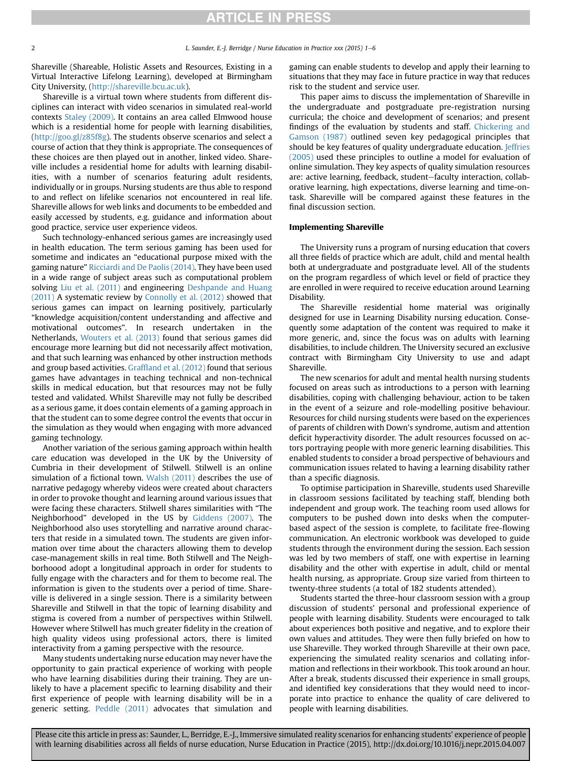Shareville (Shareable, Holistic Assets and Resources, Existing in a Virtual Interactive Lifelong Learning), developed at Birmingham City University, (http://shareville.bcu.ac.uk).

Shareville is a virtual town where students from different disciplines can interact with video scenarios in simulated real-world contexts Staley (2009). It contains an area called Elmwood house which is a residential home for people with learning disabilities, (http://goo.gl/z85f8g). The students observe scenarios and select a course of action that they think is appropriate. The consequences of these choices are then played out in another, linked video. Shareville includes a residential home for adults with learning disabilities, with a number of scenarios featuring adult residents, individually or in groups. Nursing students are thus able to respond to and reflect on lifelike scenarios not encountered in real life. Shareville allows for web links and documents to be embedded and easily accessed by students, e.g. guidance and information about good practice, service user experience videos.

Such technology-enhanced serious games are increasingly used in health education. The term serious gaming has been used for sometime and indicates an "educational purpose mixed with the gaming nature" Ricciardi and De Paolis (2014). They have been used in a wide range of subject areas such as computational problem solving Liu et al. (2011) and engineering Deshpande and Huang (2011) A systematic review by Connolly et al. (2012) showed that serious games can impact on learning positively, particularly "knowledge acquisition/content understanding and affective and motivational outcomes". In research undertaken in the Netherlands, Wouters et al. (2013) found that serious games did encourage more learning but did not necessarily affect motivation, and that such learning was enhanced by other instruction methods and group based activities. Graffland et al. (2012) found that serious games have advantages in teaching technical and non-technical skills in medical education, but that resources may not be fully tested and validated. Whilst Shareville may not fully be described as a serious game, it does contain elements of a gaming approach in that the student can to some degree control the events that occur in the simulation as they would when engaging with more advanced gaming technology.

Another variation of the serious gaming approach within health care education was developed in the UK by the University of Cumbria in their development of Stilwell. Stilwell is an online simulation of a fictional town. Walsh (2011) describes the use of narrative pedagogy whereby videos were created about characters in order to provoke thought and learning around various issues that were facing these characters. Stilwell shares similarities with "The Neighborhood" developed in the US by Giddens (2007). The Neighborhood also uses storytelling and narrative around characters that reside in a simulated town. The students are given information over time about the characters allowing them to develop case-management skills in real time. Both Stilwell and The Neighborhood adopt a longitudinal approach in order for students to fully engage with the characters and for them to become real. The information is given to the students over a period of time. Shareville is delivered in a single session. There is a similarity between Shareville and Stilwell in that the topic of learning disability and stigma is covered from a number of perspectives within Stilwell. However where Stilwell has much greater fidelity in the creation of high quality videos using professional actors, there is limited interactivity from a gaming perspective with the resource.

Many students undertaking nurse education may never have the opportunity to gain practical experience of working with people who have learning disabilities during their training. They are unlikely to have a placement specific to learning disability and their first experience of people with learning disability will be in a generic setting. Peddle (2011) advocates that simulation and gaming can enable students to develop and apply their learning to situations that they may face in future practice in way that reduces risk to the student and service user.

This paper aims to discuss the implementation of Shareville in the undergraduate and postgraduate pre-registration nursing curricula; the choice and development of scenarios; and present findings of the evaluation by students and staff. Chickering and Gamson (1987) outlined seven key pedagogical principles that should be key features of quality undergraduate education. Jeffries (2005) used these principles to outline a model for evaluation of online simulation. They key aspects of quality simulation resources are: active learning, feedback, student–faculty interaction, collaborative learning, high expectations, diverse learning and time-on-task. Shareville will be compared against these features in the final discussion section.

## Implementing Shareville

The University runs a program of nursing education that covers all three fields of practice which are adult, child and mental health both at undergraduate and postgraduate level. All of the students on the program regardless of which level or field of practice they are enrolled in were required to receive education around Learning Disability.

The Shareville residential home material was originally designed for use in Learning Disability nursing education. Consequently some adaptation of the content was required to make it more generic, and, since the focus was on adults with learning disabilities, to include children. The University secured an exclusive contract with Birmingham City University to use and adapt Shareville.

The new scenarios for adult and mental health nursing students focused on areas such as introductions to a person with learning disabilities, coping with challenging behaviour, action to be taken in the event of a seizure and role-modelling positive behaviour. Resources for child nursing students were based on the experiences of parents of children with Down's syndrome, autism and attention deficit hyperactivity disorder. The adult resources focussed on actors portraying people with more generic learning disabilities. This enabled students to consider a broad perspective of behaviours and communication issues related to having a learning disability rather than a specific diagnosis.

To optimise participation in Shareville, students used Shareville in classroom sessions facilitated by teaching staff, blending both independent and group work. The teaching room used allows for computers to be pushed down into desks when the computer-based aspect of the session is complete, to facilitate free-flowing communication. An electronic workbook was developed to guide students through the environment during the session. Each session was led by two members of staff, one with expertise in learning disability and the other with expertise in adult, child or mental health nursing, as appropriate. Group size varied from thirteen to twenty-three students (a total of 182 students attended).

Students started the three-hour classroom session with a group discussion of students' personal and professional experience of people with learning disability. Students were encouraged to talk about experiences both positive and negative, and to explore their own values and attitudes. They were then fully briefed on how to use Shareville. They worked through Shareville at their own pace, experiencing the simulated reality scenarios and collating information and reflections in their workbook. This took around an hour. After a break, students discussed their experience in small groups, and identified key considerations that they would need to incorporate into practice to enhance the quality of care delivered to people with learning disabilities.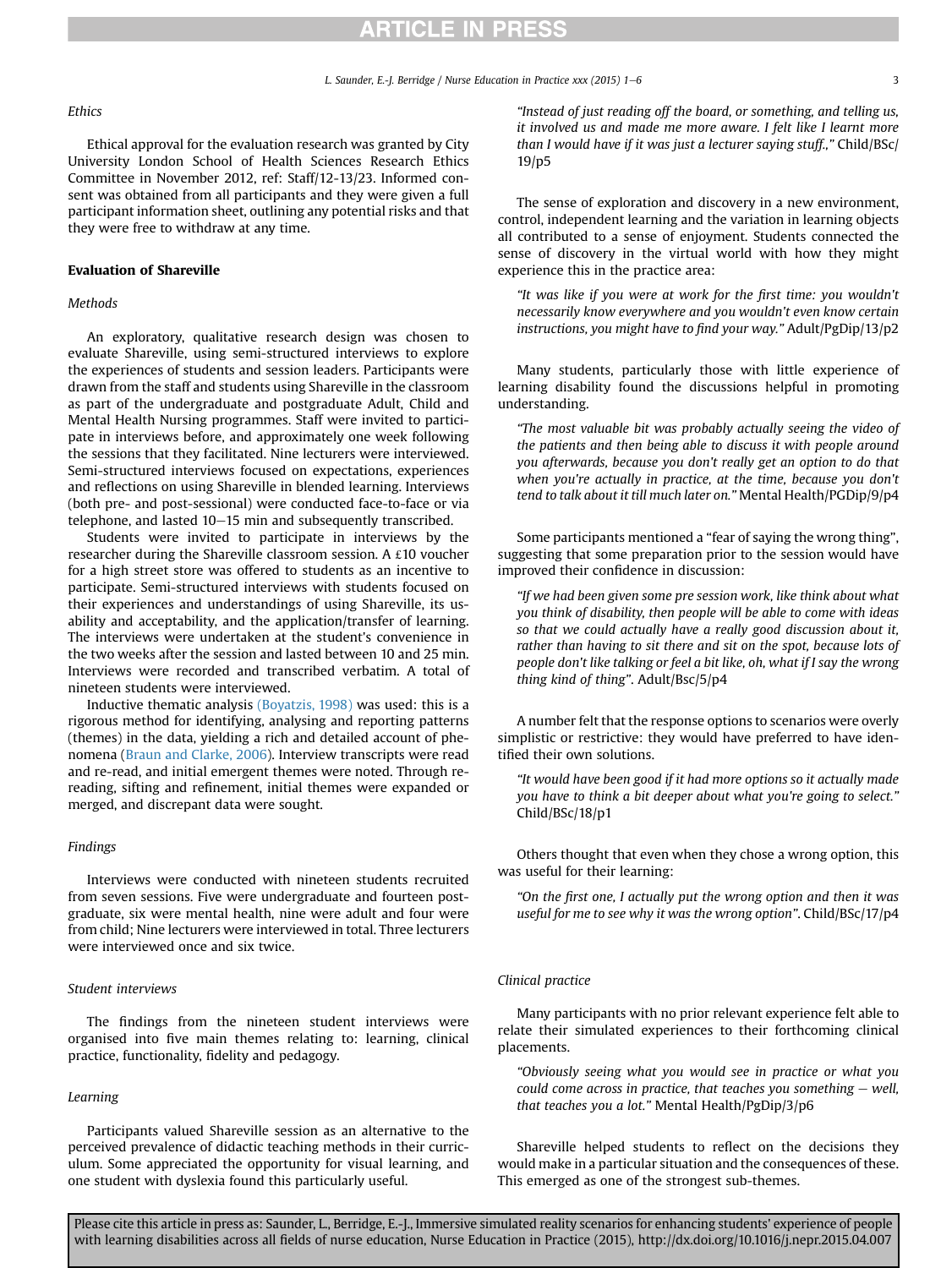### *Ethics*

Ethical approval for the evaluation research was granted by City University London School of Health Sciences Research Ethics Committee in November 2012, ref: Staff/12-13/23. Informed consent was obtained from all participants and they were given a full participant information sheet, outlining any potential risks and that they were free to withdraw at any time.

## Evaluation of Shareville

### *Methods*

An exploratory, qualitative research design was chosen to evaluate Shareville, using semi-structured interviews to explore the experiences of students and session leaders. Participants were drawn from the staff and students using Shareville in the classroom as part of the undergraduate and postgraduate Adult, Child and Mental Health Nursing programmes. Staff were invited to participate in interviews before, and approximately one week following the sessions that they facilitated. Nine lecturers were interviewed. Semi-structured interviews focused on expectations, experiences and reflections on using Shareville in blended learning. Interviews (both pre- and post-sessional) were conducted face-to-face or via telephone, and lasted 10–15 min and subsequently transcribed.

Students were invited to participate in interviews by the researcher during the Shareville classroom session. A £10 voucher for a high street store was offered to students as an incentive to participate. Semi-structured interviews with students focused on their experiences and understandings of using Shareville, its usability and acceptability, and the application/transfer of learning. The interviews were undertaken at the student's convenience in the two weeks after the session and lasted between 10 and 25 min. Interviews were recorded and transcribed verbatim. A total of nineteen students were interviewed.

Inductive thematic analysis (Boyatzis, 1998) was used: this is a rigorous method for identifying, analysing and reporting patterns (themes) in the data, yielding a rich and detailed account of phenomena (Braun and Clarke, 2006). Interview transcripts were read and re-read, and initial emergent themes were noted. Through re-reading, sifting and refinement, initial themes were expanded or merged, and discrepant data were sought.

### *Findings*

Interviews were conducted with nineteen students recruited from seven sessions. Five were undergraduate and fourteen post-graduate, six were mental health, nine were adult and four were from child; Nine lecturers were interviewed in total. Three lecturers were interviewed once and six twice.

### *Student interviews*

The findings from the nineteen student interviews were organised into five main themes relating to: learning, clinical practice, functionality, fidelity and pedagogy.

### *Learning*

Participants valued Shareville session as an alternative to the perceived prevalence of didactic teaching methods in their curriculum. Some appreciated the opportunity for visual learning, and one student with dyslexia found this particularly useful.

> *"Instead of just reading off the board, or something, and telling us, it involved us and made me more aware. I felt like I learnt more than I would have if it was just a lecturer saying stuff.,"* Child/BSc/19/p5

The sense of exploration and discovery in a new environment, control, independent learning and the variation in learning objects all contributed to a sense of enjoyment. Students connected the sense of discovery in the virtual world with how they might experience this in the practice area:

> *"It was like if you were at work for the first time: you wouldn't necessarily know everywhere and you wouldn't even know certain instructions, you might have to find your way."* Adult/PgDip/13/p2

Many students, particularly those with little experience of learning disability found the discussions helpful in promoting understanding.

> *"The most valuable bit was probably actually seeing the video of the patients and then being able to discuss it with people around you afterwards, because you don't really get an option to do that when you're actually in practice, at the time, because you don't tend to talk about it till much later on."* Mental Health/PGDip/9/p4

Some participants mentioned a "fear of saying the wrong thing", suggesting that some preparation prior to the session would have improved their confidence in discussion:

> *"If we had been given some pre session work, like think about what you think of disability, then people will be able to come with ideas so that we could actually have a really good discussion about it, rather than having to sit there and sit on the spot, because lots of people don't like talking or feel a bit like, oh, what if I say the wrong thing kind of thing".* Adult/Bsc/5/p4

A number felt that the response options to scenarios were overly simplistic or restrictive: they would have preferred to have identified their own solutions.

> *"It would have been good if it had more options so it actually made you have to think a bit deeper about what you're going to select."* Child/BSc/18/p1

Others thought that even when they chose a wrong option, this was useful for their learning:

> *"On the first one, I actually put the wrong option and then it was useful for me to see why it was the wrong option".* Child/BSc/17/p4

### *Clinical practice*

Many participants with no prior relevant experience felt able to relate their simulated experiences to their forthcoming clinical placements.

> *"Obviously seeing what you would see in practice or what you could come across in practice, that teaches you something – well, that teaches you a lot."* Mental Health/PgDip/3/p6

Shareville helped students to reflect on the decisions they would make in a particular situation and the consequences of these. This emerged as one of the strongest sub-themes.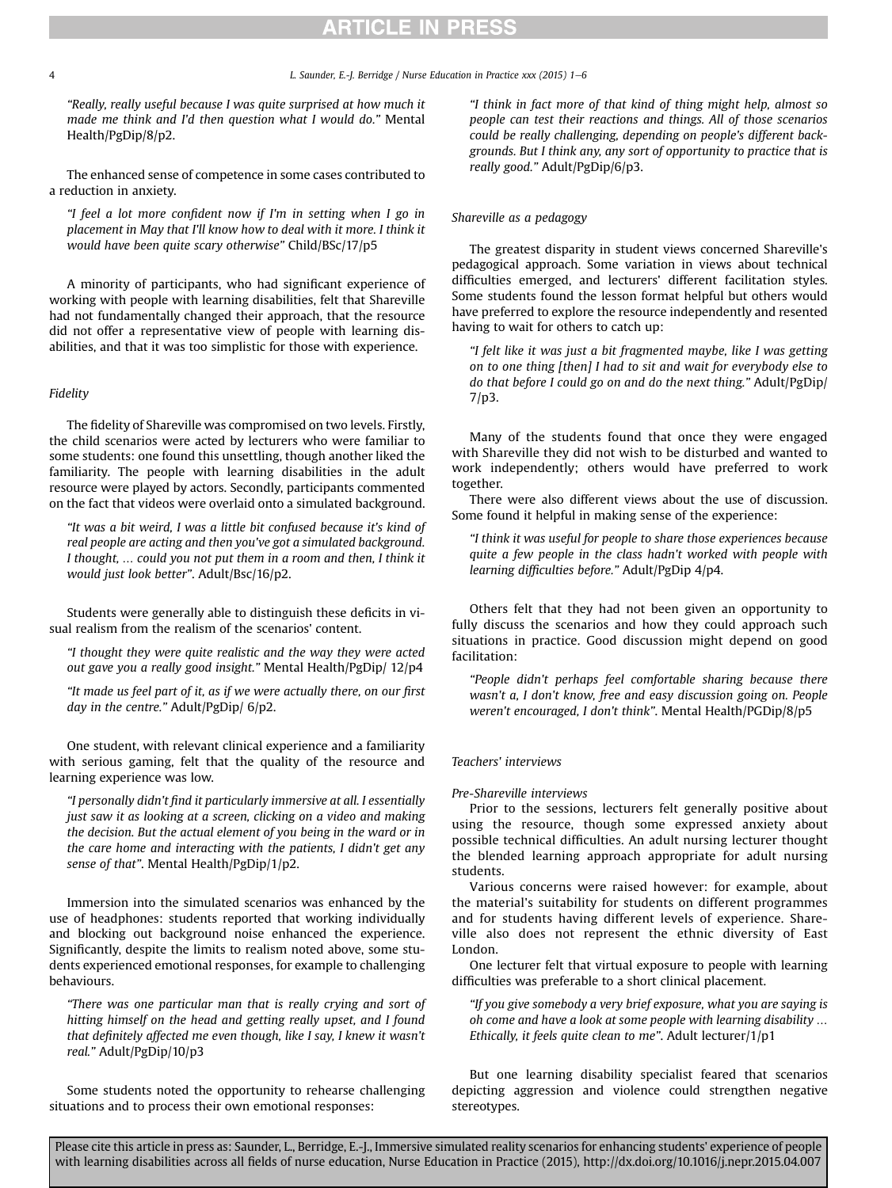*"Really, really useful because I was quite surprised at how much it made me think and I'd then question what I would do."* Mental Health/PgDip/8/p2.

The enhanced sense of competence in some cases contributed to a reduction in anxiety.

*"I feel a lot more confident now if I'm in setting when I go in placement in May that I'll know how to deal with it more. I think it would have been quite scary otherwise"* Child/BSc/17/p5

A minority of participants, who had significant experience of working with people with learning disabilities, felt that Shareville had not fundamentally changed their approach, that the resource did not offer a representative view of people with learning disabilities, and that it was too simplistic for those with experience.

#### Fidelity

The fidelity of Shareville was compromised on two levels. Firstly, the child scenarios were acted by lecturers who were familiar to some students: one found this unsettling, though another liked the familiarity. The people with learning disabilities in the adult resource were played by actors. Secondly, participants commented on the fact that videos were overlaid onto a simulated background.

*"It was a bit weird, I was a little bit confused because it's kind of real people are acting and then you've got a simulated background. I thought, … could you not put them in a room and then, I think it would just look better"*. Adult/Bsc/16/p2.

Students were generally able to distinguish these deficits in visual realism from the realism of the scenarios' content.

*"I thought they were quite realistic and the way they were acted out gave you a really good insight."* Mental Health/PgDip/ 12/p4

*"It made us feel part of it, as if we were actually there, on our first day in the centre."* Adult/PgDip/ 6/p2.

One student, with relevant clinical experience and a familiarity with serious gaming, felt that the quality of the resource and learning experience was low.

*"I personally didn't find it particularly immersive at all. I essentially just saw it as looking at a screen, clicking on a video and making the decision. But the actual element of you being in the ward or in the care home and interacting with the patients, I didn't get any sense of that"*. Mental Health/PgDip/1/p2.

Immersion into the simulated scenarios was enhanced by the use of headphones: students reported that working individually and blocking out background noise enhanced the experience. Significantly, despite the limits to realism noted above, some students experienced emotional responses, for example to challenging behaviours.

*"There was one particular man that is really crying and sort of hitting himself on the head and getting really upset, and I found that definitely affected me even though, like I say, I knew it wasn't real."* Adult/PgDip/10/p3

Some students noted the opportunity to rehearse challenging situations and to process their own emotional responses:

*"I think in fact more of that kind of thing might help, almost so people can test their reactions and things. All of those scenarios could be really challenging, depending on people's different backgrounds. But I think any, any sort of opportunity to practice that is really good."* Adult/PgDip/6/p3.

#### Shareville as a pedagogy

The greatest disparity in student views concerned Shareville's pedagogical approach. Some variation in views about technical difficulties emerged, and lecturers' different facilitation styles. Some students found the lesson format helpful but others would have preferred to explore the resource independently and resented having to wait for others to catch up:

*"I felt like it was just a bit fragmented maybe, like I was getting on to one thing [then] I had to sit and wait for everybody else to do that before I could go on and do the next thing."* Adult/PgDip/ 7/p3.

Many of the students found that once they were engaged with Shareville they did not wish to be disturbed and wanted to work independently; others would have preferred to work together.

There were also different views about the use of discussion. Some found it helpful in making sense of the experience:

*"I think it was useful for people to share those experiences because quite a few people in the class hadn't worked with people with learning difficulties before."* Adult/PgDip 4/p4.

Others felt that they had not been given an opportunity to fully discuss the scenarios and how they could approach such situations in practice. Good discussion might depend on good facilitation:

*"People didn't perhaps feel comfortable sharing because there wasn't a, I don't know, free and easy discussion going on. People weren't encouraged, I don't think"*. Mental Health/PGDip/8/p5

### Teachers' interviews

#### Pre-Shareville interviews

Prior to the sessions, lecturers felt generally positive about using the resource, though some expressed anxiety about possible technical difficulties. An adult nursing lecturer thought the blended learning approach appropriate for adult nursing students.

Various concerns were raised however: for example, about the material's suitability for students on different programmes and for students having different levels of experience. Shareville also does not represent the ethnic diversity of East London.

One lecturer felt that virtual exposure to people with learning difficulties was preferable to a short clinical placement.

*"If you give somebody a very brief exposure, what you are saying is oh come and have a look at some people with learning disability … Ethically, it feels quite clean to me"*. Adult lecturer/1/p1

But one learning disability specialist feared that scenarios depicting aggression and violence could strengthen negative stereotypes.

Please cite this article in press as: Saunder, L., Berridge, E.-J., Immersive simulated reality scenarios for enhancing students' experience of people with learning disabilities across all fields of nurse education, Nurse Education in Practice (2015), http://dx.doi.org/10.1016/j.nepr.2015.04.007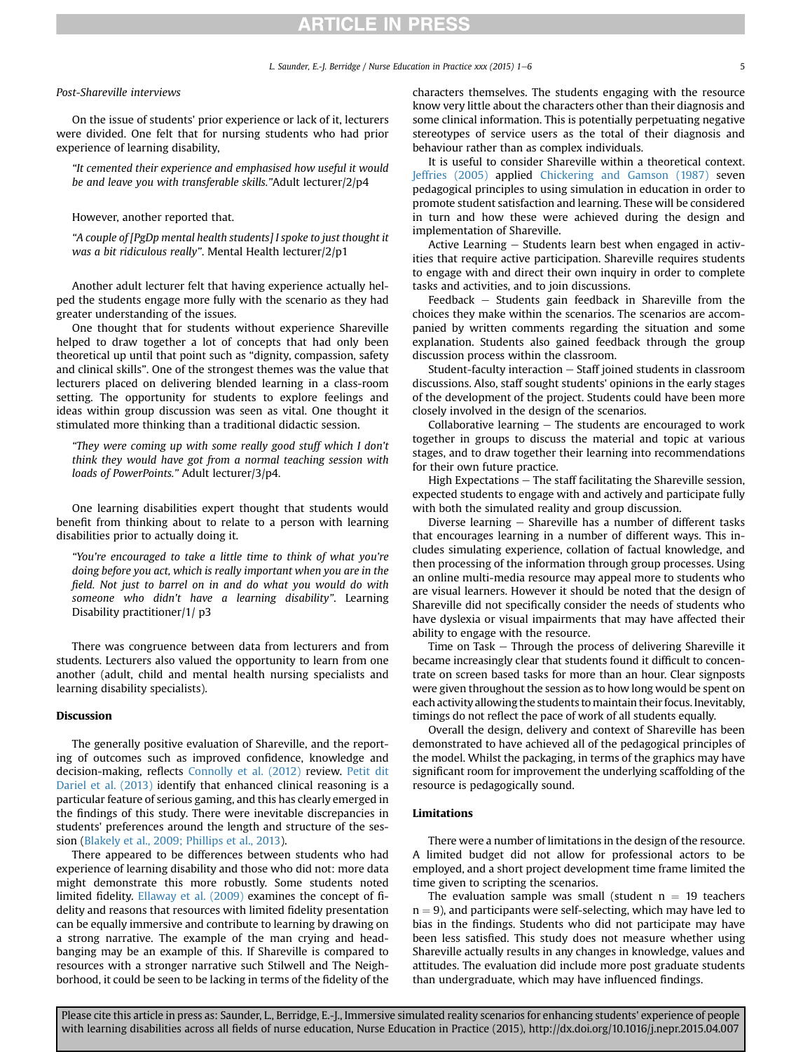*Post-Shareville interviews*

On the issue of students' prior experience or lack of it, lecturers were divided. One felt that for nursing students who had prior experience of learning disability,

> *"It cemented their experience and emphasised how useful it would be and leave you with transferable skills."*Adult lecturer/2/p4

However, another reported that.

> *"A couple of [PgDp mental health students] I spoke to just thought it was a bit ridiculous really".* Mental Health lecturer/2/p1

Another adult lecturer felt that having experience actually helped the students engage more fully with the scenario as they had greater understanding of the issues.

One thought that for students without experience Shareville helped to draw together a lot of concepts that had only been theoretical up until that point such as "dignity, compassion, safety and clinical skills". One of the strongest themes was the value that lecturers placed on delivering blended learning in a class-room setting. The opportunity for students to explore feelings and ideas within group discussion was seen as vital. One thought it stimulated more thinking than a traditional didactic session.

> *"They were coming up with some really good stuff which I don't think they would have got from a normal teaching session with loads of PowerPoints."* Adult lecturer/3/p4.

One learning disabilities expert thought that students would benefit from thinking about to relate to a person with learning disabilities prior to actually doing it.

> *"You're encouraged to take a little time to think of what you're doing before you act, which is really important when you are in the field. Not just to barrel on in and do what you would do with someone who didn't have a learning disability".* Learning Disability practitioner/1/ p3

There was congruence between data from lecturers and from students. Lecturers also valued the opportunity to learn from one another (adult, child and mental health nursing specialists and learning disability specialists).

## Discussion

The generally positive evaluation of Shareville, and the reporting of outcomes such as improved confidence, knowledge and decision-making, reflects Connolly et al. (2012) review. Petit dit Dariel et al. (2013) identify that enhanced clinical reasoning is a particular feature of serious gaming, and this has clearly emerged in the findings of this study. There were inevitable discrepancies in students' preferences around the length and structure of the session (Blakely et al., 2009; Phillips et al., 2013).

There appeared to be differences between students who had experience of learning disability and those who did not: more data might demonstrate this more robustly. Some students noted limited fidelity. Ellaway et al. (2009) examines the concept of fidelity and reasons that resources with limited fidelity presentation can be equally immersive and contribute to learning by drawing on a strong narrative. The example of the man crying and head-banging may be an example of this. If Shareville is compared to resources with a stronger narrative such Stilwell and The Neighborhood, it could be seen to be lacking in terms of the fidelity of the characters themselves. The students engaging with the resource know very little about the characters other than their diagnosis and some clinical information. This is potentially perpetuating negative stereotypes of service users as the total of their diagnosis and behaviour rather than as complex individuals.

It is useful to consider Shareville within a theoretical context. Jeffries (2005) applied Chickering and Gamson (1987) seven pedagogical principles to using simulation in education in order to promote student satisfaction and learning. These will be considered in turn and how these were achieved during the design and implementation of Shareville.

Active Learning – Students learn best when engaged in activities that require active participation. Shareville requires students to engage with and direct their own inquiry in order to complete tasks and activities, and to join discussions.

Feedback – Students gain feedback in Shareville from the choices they make within the scenarios. The scenarios are accompanied by written comments regarding the situation and some explanation. Students also gained feedback through the group discussion process within the classroom.

Student-faculty interaction – Staff joined students in classroom discussions. Also, staff sought students' opinions in the early stages of the development of the project. Students could have been more closely involved in the design of the scenarios.

Collaborative learning – The students are encouraged to work together in groups to discuss the material and topic at various stages, and to draw together their learning into recommendations for their own future practice.

High Expectations – The staff facilitating the Shareville session, expected students to engage with and actively and participate fully with both the simulated reality and group discussion.

Diverse learning – Shareville has a number of different tasks that encourages learning in a number of different ways. This includes simulating experience, collation of factual knowledge, and then processing of the information through group processes. Using an online multi-media resource may appeal more to students who are visual learners. However it should be noted that the design of Shareville did not specifically consider the needs of students who have dyslexia or visual impairments that may have affected their ability to engage with the resource.

Time on Task – Through the process of delivering Shareville it became increasingly clear that students found it difficult to concentrate on screen based tasks for more than an hour. Clear signposts were given throughout the session as to how long would be spent on each activity allowing the students to maintain their focus. Inevitably, timings do not reflect the pace of work of all students equally.

Overall the design, delivery and context of Shareville has been demonstrated to have achieved all of the pedagogical principles of the model. Whilst the packaging, in terms of the graphics may have significant room for improvement the underlying scaffolding of the resource is pedagogically sound.

## Limitations

There were a number of limitations in the design of the resource. A limited budget did not allow for professional actors to be employed, and a short project development time frame limited the time given to scripting the scenarios.

The evaluation sample was small (student $n = 19$ teachers $n = 9$), and participants were self-selecting, which may have led to bias in the findings. Students who did not participate may have been less satisfied. This study does not measure whether using Shareville actually results in any changes in knowledge, values and attitudes. The evaluation did include more post graduate students than undergraduate, which may have influenced findings.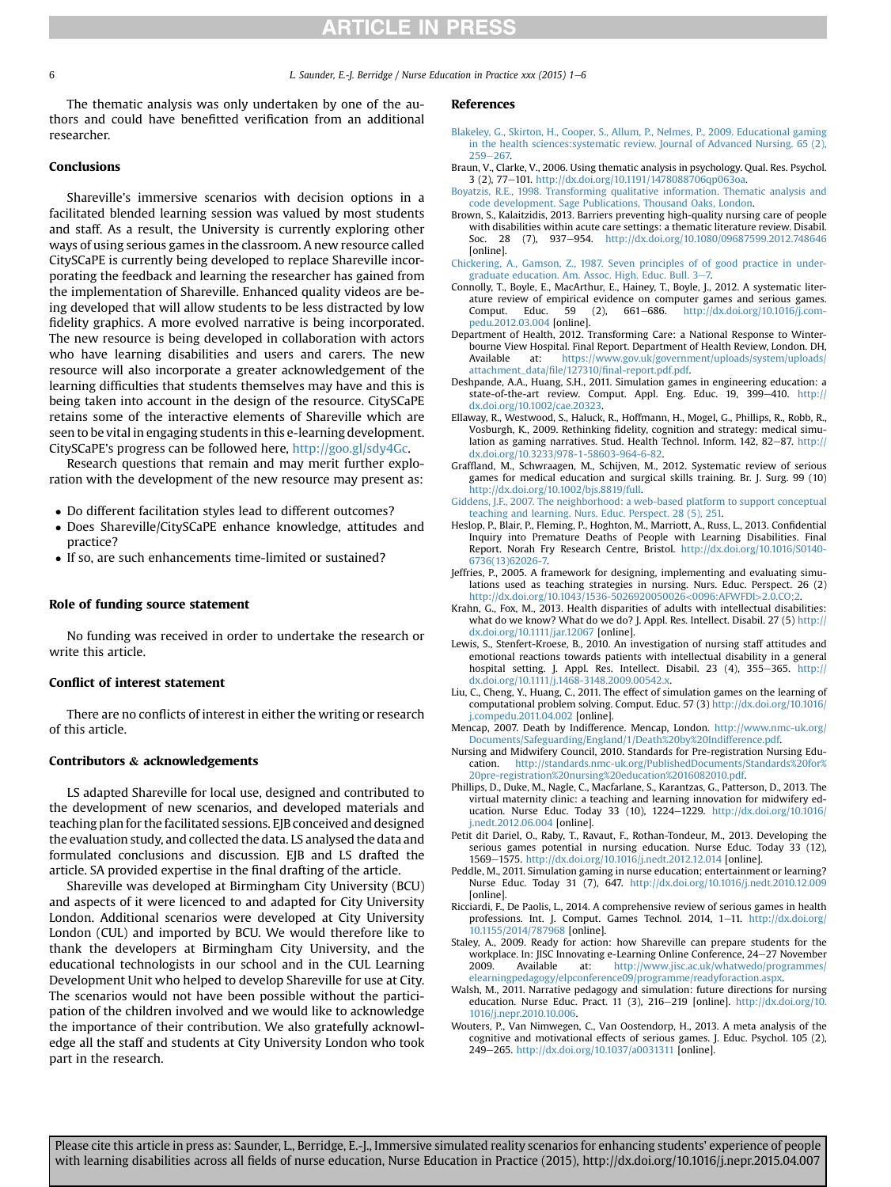The thematic analysis was only undertaken by one of the authors and could have benefitted verification from an additional researcher.

## Conclusions

Shareville's immersive scenarios with decision options in a facilitated blended learning session was valued by most students and staff. As a result, the University is currently exploring other ways of using serious games in the classroom. A new resource called CitySCaPE is currently being developed to replace Shareville incorporating the feedback and learning the researcher has gained from the implementation of Shareville. Enhanced quality videos are being developed that will allow students to be less distracted by low fidelity graphics. A more evolved narrative is being incorporated. The new resource is being developed in collaboration with actors who have learning disabilities and users and carers. The new resource will also incorporate a greater acknowledgement of the learning difficulties that students themselves may have and this is being taken into account in the design of the resource. CitySCaPE retains some of the interactive elements of Shareville which are seen to be vital in engaging students in this e-learning development. CitySCaPE's progress can be followed here, http://goo.gl/sdy4Gc.

Research questions that remain and may merit further exploration with the development of the new resource may present as:

- Do different facilitation styles lead to different outcomes?
- Does Shareville/CitySCaPE enhance knowledge, attitudes and practice?
- If so, are such enhancements time-limited or sustained?

## Role of funding source statement

No funding was received in order to undertake the research or write this article.

## Conflict of interest statement

There are no conflicts of interest in either the writing or research of this article.

## Contributors & acknowledgements

LS adapted Shareville for local use, designed and contributed to the development of new scenarios, and developed materials and teaching plan for the facilitated sessions. EJB conceived and designed the evaluation study, and collected the data. LS analysed the data and formulated conclusions and discussion. EJB and LS drafted the article. SA provided expertise in the final drafting of the article.

Shareville was developed at Birmingham City University (BCU) and aspects of it were licenced to and adapted for City University London. Additional scenarios were developed at City University London (CUL) and imported by BCU. We would therefore like to thank the developers at Birmingham City University, and the educational technologists in our school and in the CUL Learning Development Unit who helped to develop Shareville for use at City. The scenarios would not have been possible without the participation of the children involved and we would like to acknowledge the importance of their contribution. We also gratefully acknowledge all the staff and students at City University London who took part in the research.

## References

Blakeley, G., Skirton, H., Cooper, S., Allum, P., Nelmes, P., 2009. Educational gaming in the health sciences:systematic review. Journal of Advanced Nursing. 65 (2), 259–267.

Braun, V., Clarke, V., 2006. Using thematic analysis in psychology. Qual. Res. Psychol. 3 (2), 77–101. http://dx.doi.org/10.1191/1478088706qp063oa.

Boyatzis, R.E., 1998. Transforming qualitative information. Thematic analysis and code development. Sage Publications, Thousand Oaks, London.

Brown, S., Kalaitzidis, 2013. Barriers preventing high-quality nursing care of people with disabilities within acute care settings: a thematic literature review. Disabil. Soc. 28 (7), 937–954. http://dx.doi.org/10.1080/09687599.2012.748646 [online].

Chickering, A., Gamson, Z., 1987. Seven principles of of good practice in undergraduate education. Am. Assoc. High. Educ. Bull. 3–7.

Connolly, T., Boyle, E., MacArthur, E., Hainey, T., Boyle, J., 2012. A systematic literature review of empirical evidence on computer games and serious games. Comput. Educ. 59 (2), 661–686. http://dx.doi.org/10.1016/j.compedu.2012.03.004 [online].

Department of Health, 2012. Transforming Care: a National Response to Winterbourne View Hospital. Final Report. Department of Health Review, London. DH, Available at: https://www.gov.uk/government/uploads/system/uploads/attachment_data/file/127310/final-report.pdf.pdf.

Deshpande, A.A., Huang, S.H., 2011. Simulation games in engineering education: a state-of-the-art review. Comput. Appl. Eng. Educ. 19, 399–410. http://dx.doi.org/10.1002/cae.20323.

Ellaway, R., Westwood, S., Haluck, R., Hoffmann, H., Mogel, G., Phillips, R., Robb, R., Vosburgh, K., 2009. Rethinking fidelity, cognition and strategy: medical simulation as gaming narratives. Stud. Health Technol. Inform. 142, 82–87. http://dx.doi.org/10.3233/978-1-58603-964-6-82.

Graffland, M., Schwraagen, M., Schijven, M., 2012. Systematic review of serious games for medical education and surgical skills training. Br. J. Surg. 99 (10) http://dx.doi.org/10.1002/bjs.8819/full.

Giddens, J.F., 2007. The neighborhood: a web-based platform to support conceptual teaching and learning. Nurs. Educ. Perspect. 28 (5), 251.

Heslop, P., Blair, P., Fleming, P., Hoghton, M., Marriott, A., Russ, L., 2013. Confidential Inquiry into Premature Deaths of People with Learning Disabilities. Final Report. Norah Fry Research Centre, Bristol. http://dx.doi.org/10.1016/S0140-6736(13)62026-7.

Jeffries, P., 2005. A framework for designing, implementing and evaluating simulations used as teaching strategies in nursing. Nurs. Educ. Perspect. 26 (2) http://dx.doi.org/10.1043/1536-5026920050026<0096:AFWFDI>2.0.CO;2.

Krahn, G., Fox, M., 2013. Health disparities of adults with intellectual disabilities: what do we know? What do we do? J. Appl. Res. Intellect. Disabil. 27 (5) http://dx.doi.org/10.1111/jar.12067 [online].

Lewis, S., Stenfert-Kroese, B., 2010. An investigation of nursing staff attitudes and emotional reactions towards patients with intellectual disability in a general hospital setting. J. Appl. Res. Intellect. Disabil. 23 (4), 355–365. http://dx.doi.org/10.1111/j.1468-3148.2009.00542.x.

Liu, C., Cheng, Y., Huang, C., 2011. The effect of simulation games on the learning of computational problem solving. Comput. Educ. 57 (3) http://dx.doi.org/10.1016/j.compedu.2011.04.002 [online].

Mencap, 2007. Death by Indifference. Mencap, London. http://www.nmc-uk.org/Documents/Safeguarding/England/1/Death%20by%20Indifference.pdf.

Nursing and Midwifery Council, 2010. Standards for Pre-registration Nursing Education. http://standards.nmc-uk.org/PublishedDocuments/Standards%20for%20pre-registration%20nursing%20education%2016082010.pdf.

Phillips, D., Duke, M., Nagle, C., Macfarlane, S., Karantzas, G., Patterson, D., 2013. The virtual maternity clinic: a teaching and learning innovation for midwifery education. Nurse Educ. Today 33 (10), 1224–1229. http://dx.doi.org/10.1016/j.nedt.2012.06.004 [online].

Petit dit Dariel, O., Raby, T., Ravaut, F., Rothan-Tondeur, M., 2013. Developing the serious games potential in nursing education. Nurse Educ. Today 33 (12), 1569–1575. http://dx.doi.org/10.1016/j.nedt.2012.12.014 [online].

Peddle, M., 2011. Simulation gaming in nurse education; entertainment or learning? Nurse Educ. Today 31 (7), 647. http://dx.doi.org/10.1016/j.nedt.2010.12.009 [online].

Ricciardi, F., De Paolis, L., 2014. A comprehensive review of serious games in health professions. Int. J. Comput. Games Technol. 2014, 1–11. http://dx.doi.org/10.1155/2014/787968 [online].

Staley, A., 2009. Ready for action: how Shareville can prepare students for the workplace. In: JISC Innovating e-Learning Online Conference, 24–27 November 2009. Available at: http://www.jisc.ac.uk/whatwedo/programmes/elearningpedagogy/elpconference09/programme/readyforaction.aspx.

Walsh, M., 2011. Narrative pedagogy and simulation: future directions for nursing education. Nurse Educ. Pract. 11 (3), 216–219 [online]. http://dx.doi.org/10.1016/j.nepr.2010.10.006.

Wouters, P., Van Nimwegen, C., Van Oostendorp, H., 2013. A meta analysis of the cognitive and motivational effects of serious games. J. Educ. Psychol. 105 (2), 249–265. http://dx.doi.org/10.1037/a0031311 [online].

Please cite this article in press as: Saunder, L., Berridge, E.-J., Immersive simulated reality scenarios for enhancing students' experience of people with learning disabilities across all fields of nurse education, Nurse Education in Practice (2015), http://dx.doi.org/10.1016/j.nepr.2015.04.007